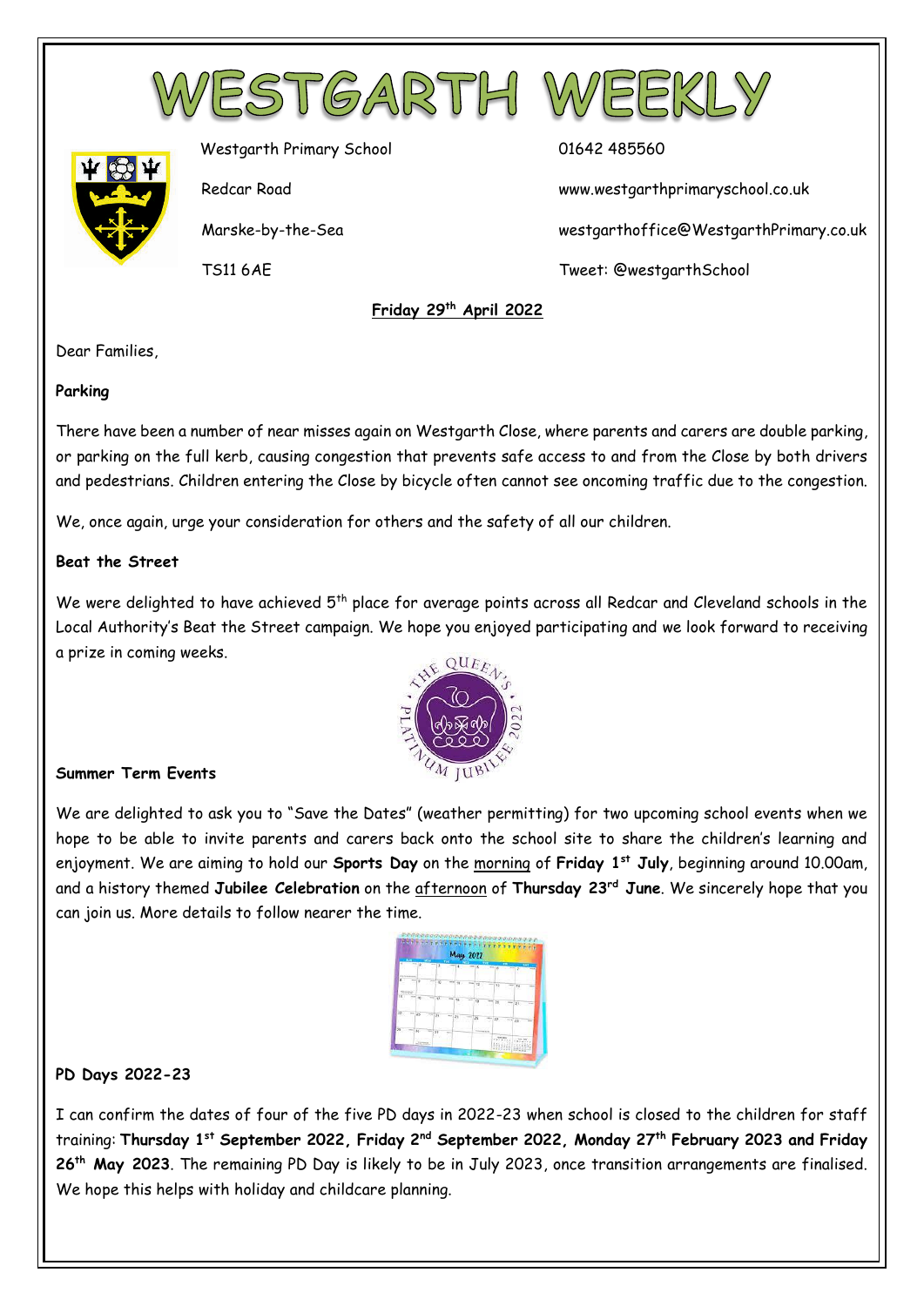# WESTGARTH WEEKLY

Westgarth Primary School
Redcar Road
Marske-by-the-Sea
TS11 6AE

01642 485560
www.westgarthprimaryschool.co.uk
westgarthoffice@WestgarthPrimary.co.uk
Tweet: @westgarthSchool

**Friday 29th April 2022**

Dear Families,

**Parking**

There have been a number of near misses again on Westgarth Close, where parents and carers are double parking, or parking on the full kerb, causing congestion that prevents safe access to and from the Close by both drivers and pedestrians. Children entering the Close by bicycle often cannot see oncoming traffic due to the congestion.

We, once again, urge your consideration for others and the safety of all our children.

**Beat the Street**

We were delighted to have achieved 5th place for average points across all Redcar and Cleveland schools in the Local Authority's Beat the Street campaign. We hope you enjoyed participating and we look forward to receiving a prize in coming weeks.

**Summer Term Events**

We are delighted to ask you to "Save the Dates" (weather permitting) for two upcoming school events when we hope to be able to invite parents and carers back onto the school site to share the children's learning and enjoyment. We are aiming to hold our **Sports Day** on the morning of **Friday 1st July**, beginning around 10.00am, and a history themed **Jubilee Celebration** on the afternoon of **Thursday 23rd June**. We sincerely hope that you can join us. More details to follow nearer the time.

**PD Days 2022-23**

I can confirm the dates of four of the five PD days in 2022-23 when school is closed to the children for staff training: **Thursday 1st September 2022, Friday 2nd September 2022, Monday 27th February 2023 and Friday 26th May 2023**. The remaining PD Day is likely to be in July 2023, once transition arrangements are finalised. We hope this helps with holiday and childcare planning.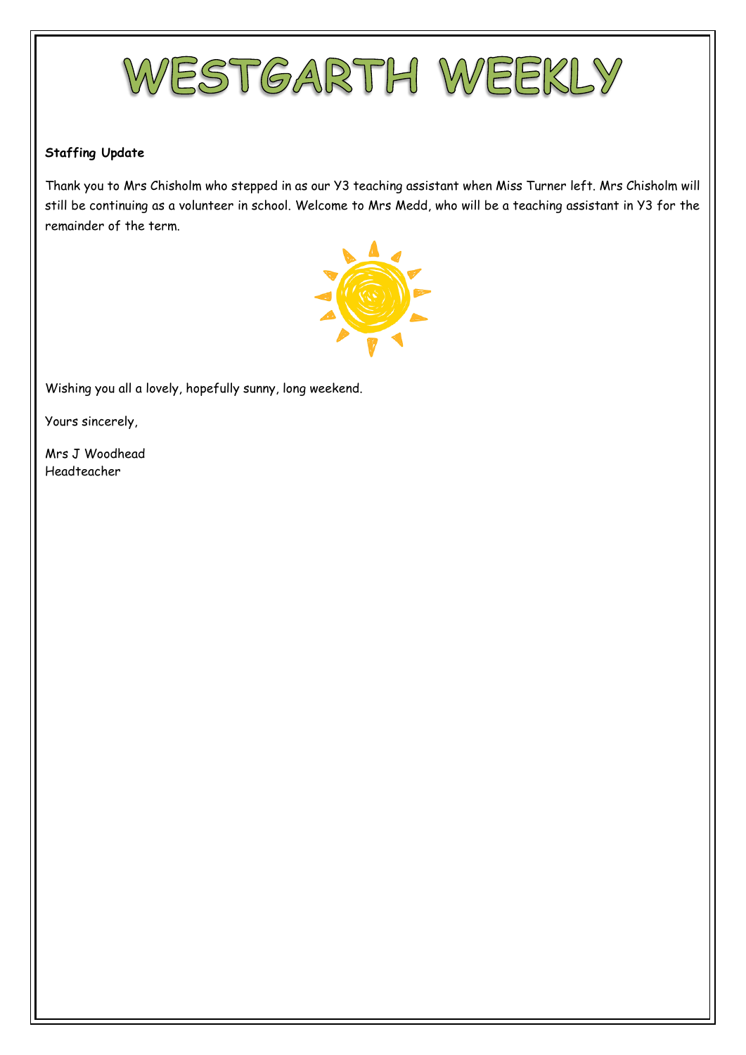# WESTGARTH WEEKLY

**Staffing Update**

Thank you to Mrs Chisholm who stepped in as our Y3 teaching assistant when Miss Turner left. Mrs Chisholm will still be continuing as a volunteer in school. Welcome to Mrs Medd, who will be a teaching assistant in Y3 for the remainder of the term.

Wishing you all a lovely, hopefully sunny, long weekend.

Yours sincerely,

Mrs J Woodhead
Headteacher